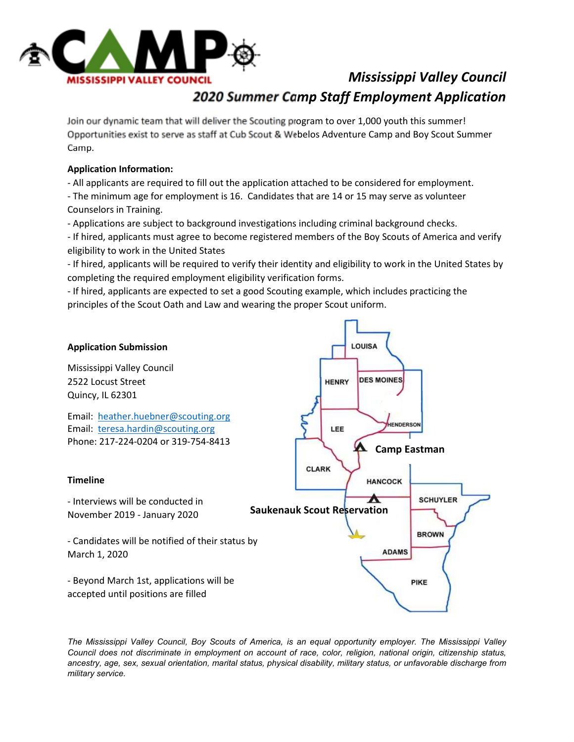# Mississippi Valley Council
## 2020 Summer Camp Staff Employment Application

Join our dynamic team that will deliver the Scouting program to over 1,000 youth this summer! Opportunities exist to serve as staff at Cub Scout & Webelos Adventure Camp and Boy Scout Summer Camp.

**Application Information:**

- All applicants are required to fill out the application attached to be considered for employment.
- The minimum age for employment is 16. Candidates that are 14 or 15 may serve as volunteer Counselors in Training.
- Applications are subject to background investigations including criminal background checks.
- If hired, applicants must agree to become registered members of the Boy Scouts of America and verify eligibility to work in the United States
- If hired, applicants will be required to verify their identity and eligibility to work in the United States by completing the required employment eligibility verification forms.
- If hired, applicants are expected to set a good Scouting example, which includes practicing the principles of the Scout Oath and Law and wearing the proper Scout uniform.

**Application Submission**

Mississippi Valley Council
2522 Locust Street
Quincy, IL 62301

Email: heather.huebner@scouting.org
Email: teresa.hardin@scouting.org
Phone: 217-224-0204 or 319-754-8413

**Timeline**

- Interviews will be conducted in November 2019 - January 2020

- Candidates will be notified of their status by March 1, 2020

- Beyond March 1st, applications will be accepted until positions are filled

LOUISA, HENRY, DES MOINES, HENDERSON, LEE, Camp Eastman, CLARK, HANCOCK, SCHUYLER, Saukenauk Scout Reservation, BROWN, ADAMS, PIKE

*The Mississippi Valley Council, Boy Scouts of America, is an equal opportunity employer. The Mississippi Valley Council does not discriminate in employment on account of race, color, religion, national origin, citizenship status, ancestry, age, sex, sexual orientation, marital status, physical disability, military status, or unfavorable discharge from military service.*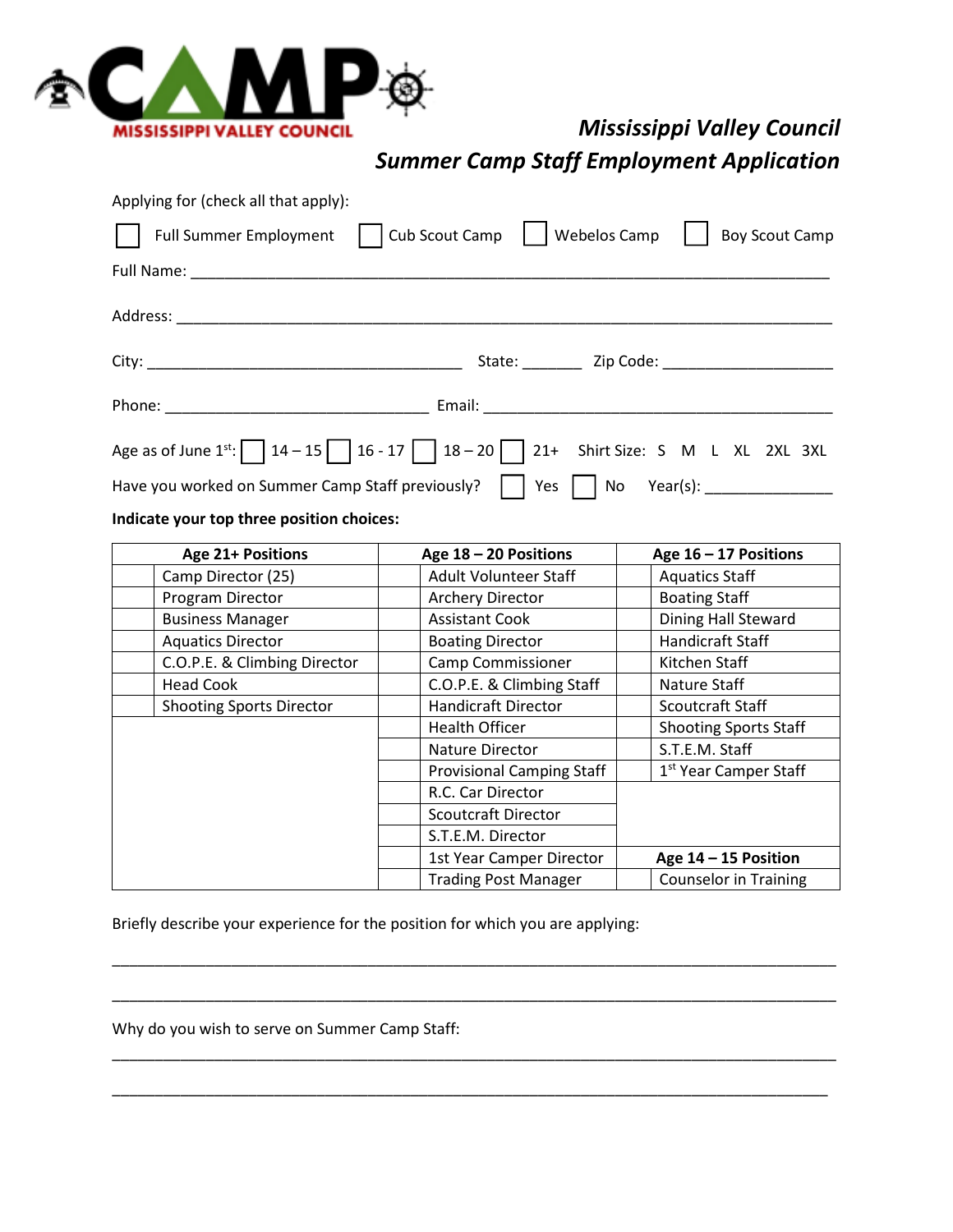# Mississippi Valley Council
## *Summer Camp Staff Employment Application*

Applying for (check all that apply):

☐ Full Summer Employment ☐ Cub Scout Camp ☐ Webelos Camp ☐ Boy Scout Camp

Full Name: ______________________________________________________________________________

Address: ________________________________________________________________________________

City: ______________________________________ State: _______ Zip Code: ____________________

Phone: _______________________________ Email: __________________________________________

Age as of June 1st: ☐ 14 – 15 ☐ 16 - 17 ☐ 18 – 20 ☐ 21+ Shirt Size: S M L XL 2XL 3XL

Have you worked on Summer Camp Staff previously? ☐ Yes ☐ No Year(s): _______________

**Indicate your top three position choices:**

| | **Age 21+ Positions** | | **Age 18 – 20 Positions** | | **Age 16 – 17 Positions** |
|---|---|---|---|---|---|
| | Camp Director (25) | | Adult Volunteer Staff | | Aquatics Staff |
| | Program Director | | Archery Director | | Boating Staff |
| | Business Manager | | Assistant Cook | | Dining Hall Steward |
| | Aquatics Director | | Boating Director | | Handicraft Staff |
| | C.O.P.E. & Climbing Director | | Camp Commissioner | | Kitchen Staff |
| | Head Cook | | C.O.P.E. & Climbing Staff | | Nature Staff |
| | Shooting Sports Director | | Handicraft Director | | Scoutcraft Staff |
| | | | Health Officer | | Shooting Sports Staff |
| | | | Nature Director | | S.T.E.M. Staff |
| | | | Provisional Camping Staff | | 1st Year Camper Staff |
| | | | R.C. Car Director | | |
| | | | Scoutcraft Director | | |
| | | | S.T.E.M. Director | | |
| | | | 1st Year Camper Director | | **Age 14 – 15 Position** |
| | | | Trading Post Manager | | Counselor in Training |

Briefly describe your experience for the position for which you are applying:

_________________________________________________________________________________________

_________________________________________________________________________________________

Why do you wish to serve on Summer Camp Staff:

_________________________________________________________________________________________

_________________________________________________________________________________________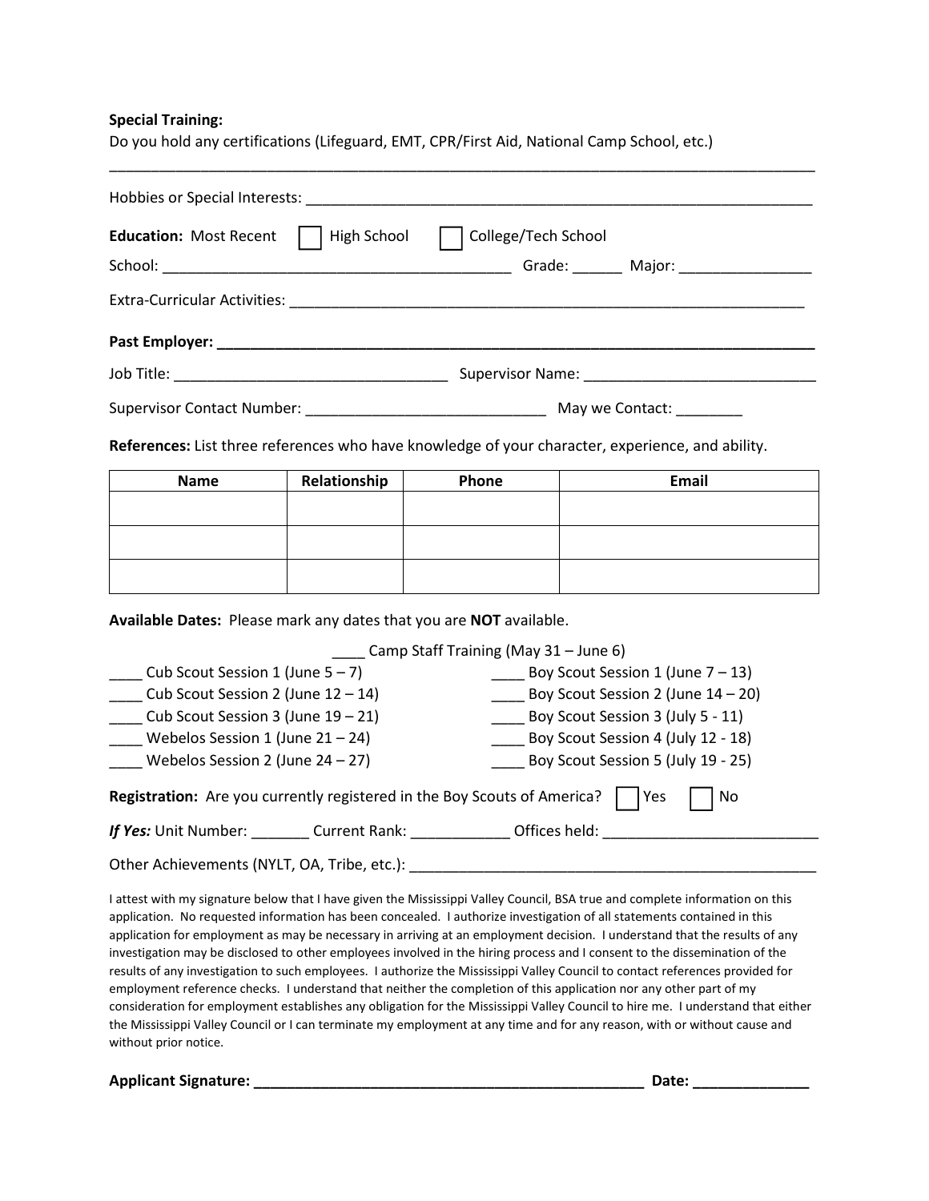**Special Training:**
Do you hold any certifications (Lifeguard, EMT, CPR/First Aid, National Camp School, etc.)

______________________________________________________________________________

Hobbies or Special Interests: ________________________________________________________

**Education:** Most Recent ☐ High School ☐ College/Tech School

School: ______________________________________ Grade: ______ Major: ________________

Extra-Curricular Activities: ___________________________________________________________

**Past Employer: ___________________________________________________________________**

Job Title: _______________________________ Supervisor Name: ___________________________

Supervisor Contact Number: ___________________________ May we Contact: ________

**References:** List three references who have knowledge of your character, experience, and ability.

| Name | Relationship | Phone | Email |
|---|---|---|---|
| | | | |
| | | | |
| | | | |

**Available Dates:** Please mark any dates that you are **NOT** available.

____ Camp Staff Training (May 31 – June 6)

____ Cub Scout Session 1 (June 5 – 7)
____ Cub Scout Session 2 (June 12 – 14)
____ Cub Scout Session 3 (June 19 – 21)
____ Webelos Session 1 (June 21 – 24)
____ Webelos Session 2 (June 24 – 27)

____ Boy Scout Session 1 (June 7 – 13)
____ Boy Scout Session 2 (June 14 – 20)
____ Boy Scout Session 3 (July 5 - 11)
____ Boy Scout Session 4 (July 12 - 18)
____ Boy Scout Session 5 (July 19 - 25)

**Registration:** Are you currently registered in the Boy Scouts of America? ☐ Yes ☐ No

***If Yes:*** Unit Number: _______ Current Rank: ____________ Offices held: _________________________

Other Achievements (NYLT, OA, Tribe, etc.): _________________________________________________

I attest with my signature below that I have given the Mississippi Valley Council, BSA true and complete information on this application. No requested information has been concealed. I authorize investigation of all statements contained in this application for employment as may be necessary in arriving at an employment decision. I understand that the results of any investigation may be disclosed to other employees involved in the hiring process and I consent to the dissemination of the results of any investigation to such employees. I authorize the Mississippi Valley Council to contact references provided for employment reference checks. I understand that neither the completion of this application nor any other part of my consideration for employment establishes any obligation for the Mississippi Valley Council to hire me. I understand that either the Mississippi Valley Council or I can terminate my employment at any time and for any reason, with or without cause and without prior notice.

**Applicant Signature: _________________________________________________ Date: ______________**